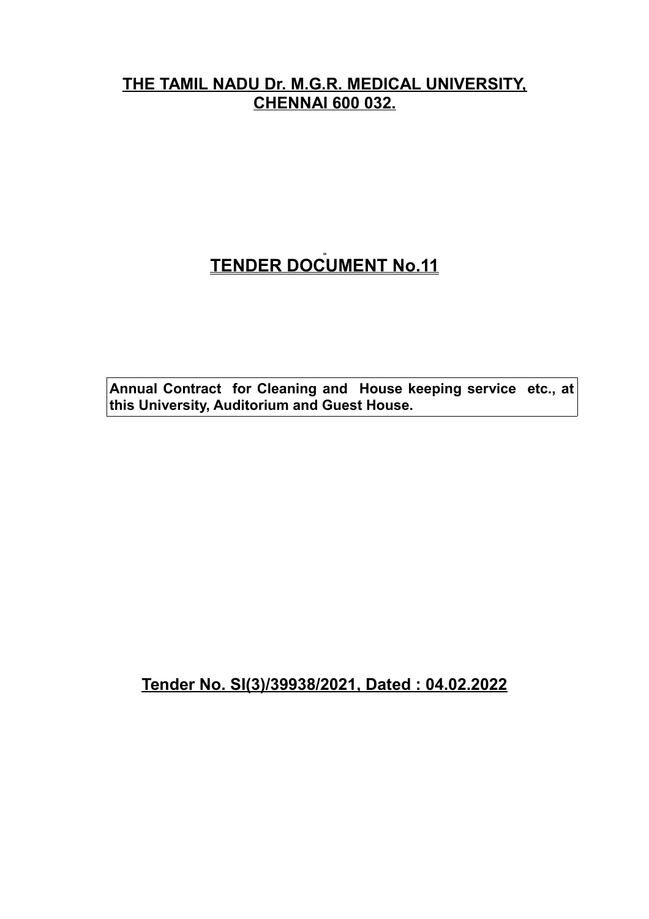# THE TAMIL NADU Dr. M.G.R. MEDICAL UNIVERSITY, CHENNAI 600 032.

## TENDER DOCUMENT No.11

**Annual Contract for Cleaning and House keeping service etc., at this University, Auditorium and Guest House.**

**Tender No. SI(3)/39938/2021, Dated : 04.02.2022**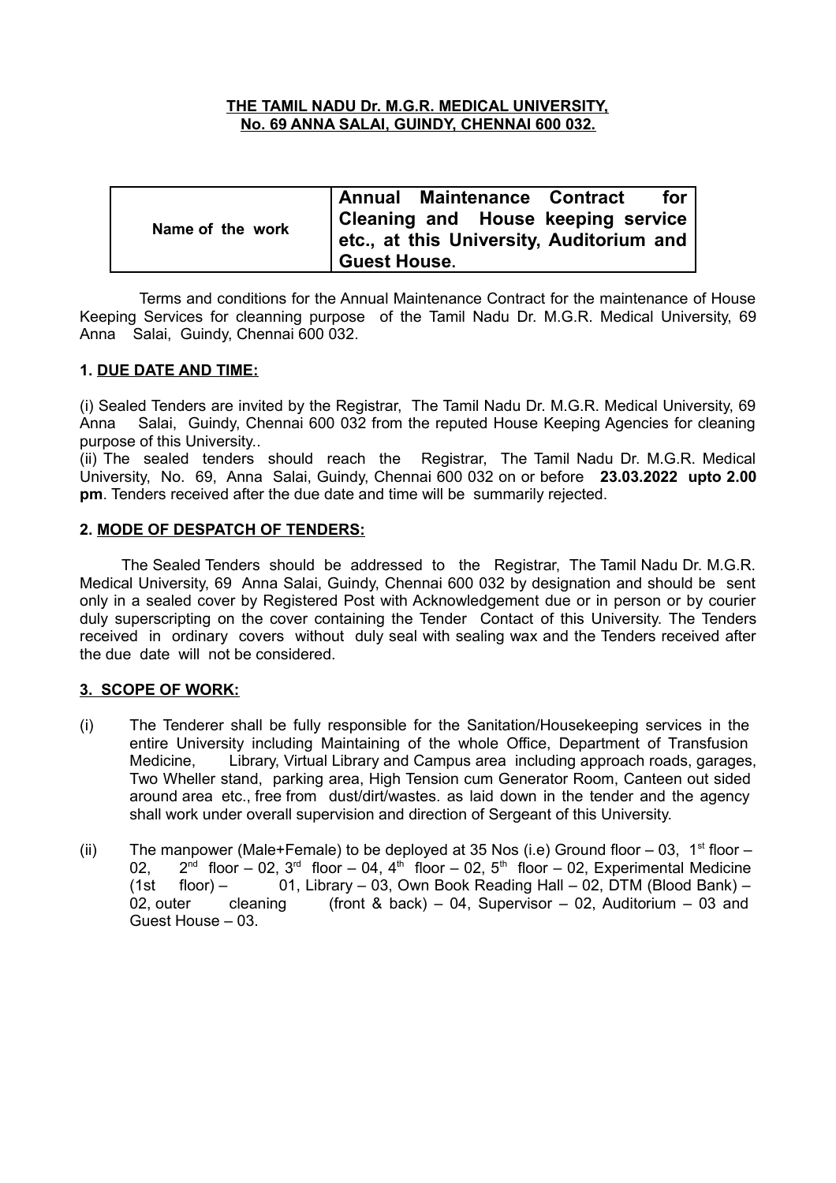**THE TAMIL NADU Dr. M.G.R. MEDICAL UNIVERSITY,**
**No. 69 ANNA SALAI, GUINDY, CHENNAI 600 032.**

| Name of the work | **Annual Maintenance Contract for Cleaning and House keeping service etc., at this University, Auditorium and Guest House.** |
|---|---|

Terms and conditions for the Annual Maintenance Contract for the maintenance of House Keeping Services for cleanning purpose of the Tamil Nadu Dr. M.G.R. Medical University, 69 Anna Salai, Guindy, Chennai 600 032.

**1. DUE DATE AND TIME:**

(i) Sealed Tenders are invited by the Registrar, The Tamil Nadu Dr. M.G.R. Medical University, 69 Anna Salai, Guindy, Chennai 600 032 from the reputed House Keeping Agencies for cleaning purpose of this University..

(ii) The sealed tenders should reach the Registrar, The Tamil Nadu Dr. M.G.R. Medical University, No. 69, Anna Salai, Guindy, Chennai 600 032 on or before **23.03.2022 upto 2.00 pm**. Tenders received after the due date and time will be summarily rejected.

**2. MODE OF DESPATCH OF TENDERS:**

The Sealed Tenders should be addressed to the Registrar, The Tamil Nadu Dr. M.G.R. Medical University, 69 Anna Salai, Guindy, Chennai 600 032 by designation and should be sent only in a sealed cover by Registered Post with Acknowledgement due or in person or by courier duly superscripting on the cover containing the Tender Contact of this University. The Tenders received in ordinary covers without duly seal with sealing wax and the Tenders received after the due date will not be considered.

**3. SCOPE OF WORK:**

(i) The Tenderer shall be fully responsible for the Sanitation/Housekeeping services in the entire University including Maintaining of the whole Office, Department of Transfusion Medicine, Library, Virtual Library and Campus area including approach roads, garages, Two Wheller stand, parking area, High Tension cum Generator Room, Canteen out sided around area etc., free from dust/dirt/wastes. as laid down in the tender and the agency shall work under overall supervision and direction of Sergeant of this University.

(ii) The manpower (Male+Female) to be deployed at 35 Nos (i.e) Ground floor – 03, 1st floor – 02, 2nd floor – 02, 3rd floor – 04, 4th floor – 02, 5th floor – 02, Experimental Medicine (1st floor) – 01, Library – 03, Own Book Reading Hall – 02, DTM (Blood Bank) – 02, outer cleaning (front & back) – 04, Supervisor – 02, Auditorium – 03 and Guest House – 03.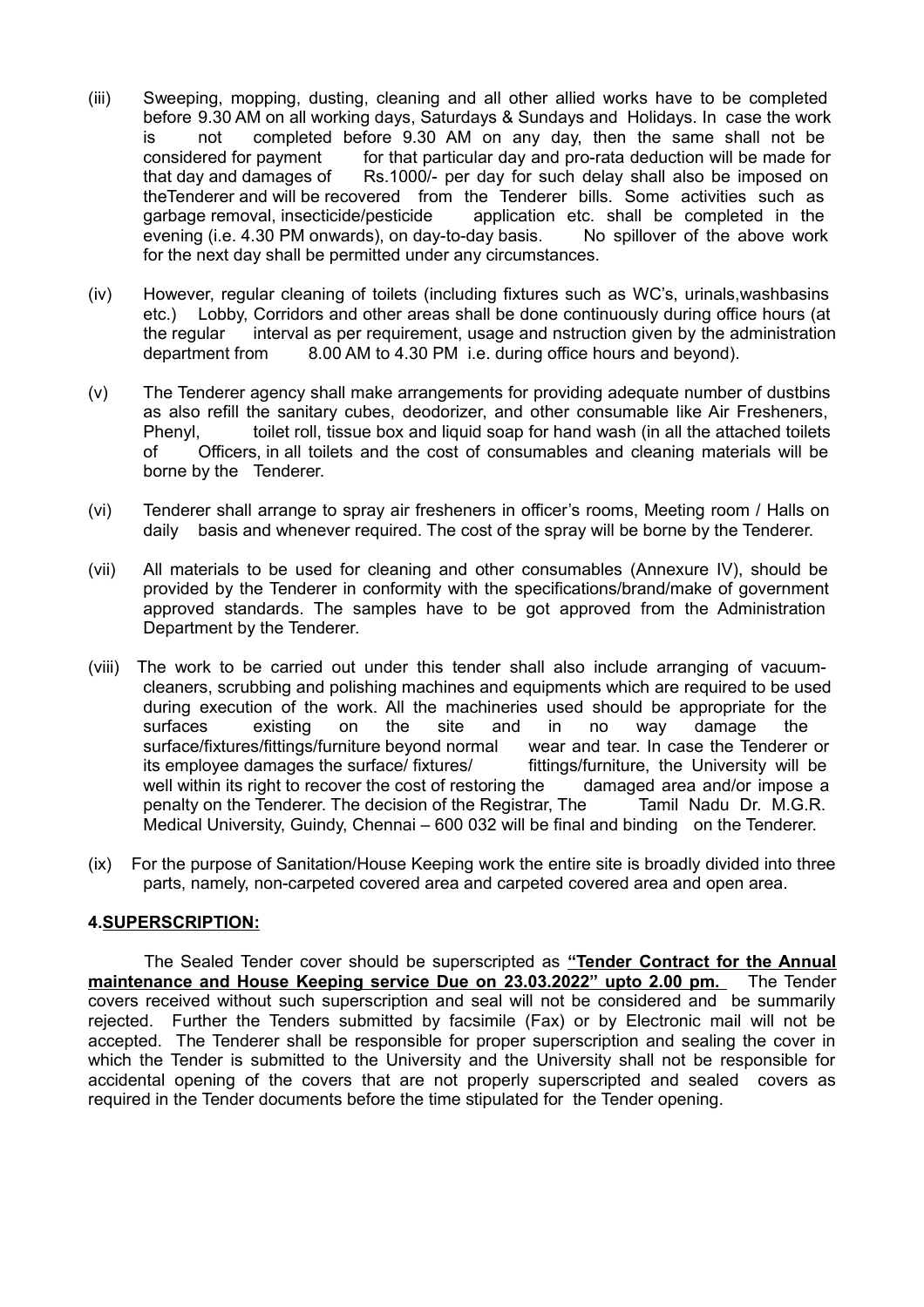(iii) Sweeping, mopping, dusting, cleaning and all other allied works have to be completed before 9.30 AM on all working days, Saturdays & Sundays and Holidays. In case the work is not completed before 9.30 AM on any day, then the same shall not be considered for payment for that particular day and pro-rata deduction will be made for that day and damages of Rs.1000/- per day for such delay shall also be imposed on theTenderer and will be recovered from the Tenderer bills. Some activities such as garbage removal, insecticide/pesticide application etc. shall be completed in the evening (i.e. 4.30 PM onwards), on day-to-day basis. No spillover of the above work for the next day shall be permitted under any circumstances.

(iv) However, regular cleaning of toilets (including fixtures such as WC's, urinals,washbasins etc.) Lobby, Corridors and other areas shall be done continuously during office hours (at the regular interval as per requirement, usage and nstruction given by the administration department from 8.00 AM to 4.30 PM i.e. during office hours and beyond).

(v) The Tenderer agency shall make arrangements for providing adequate number of dustbins as also refill the sanitary cubes, deodorizer, and other consumable like Air Fresheners, Phenyl, toilet roll, tissue box and liquid soap for hand wash (in all the attached toilets of Officers, in all toilets and the cost of consumables and cleaning materials will be borne by the Tenderer.

(vi) Tenderer shall arrange to spray air fresheners in officer's rooms, Meeting room / Halls on daily basis and whenever required. The cost of the spray will be borne by the Tenderer.

(vii) All materials to be used for cleaning and other consumables (Annexure IV), should be provided by the Tenderer in conformity with the specifications/brand/make of government approved standards. The samples have to be got approved from the Administration Department by the Tenderer.

(viii) The work to be carried out under this tender shall also include arranging of vacuum-cleaners, scrubbing and polishing machines and equipments which are required to be used during execution of the work. All the machineries used should be appropriate for the surfaces existing on the site and in no way damage the surface/fixtures/fittings/furniture beyond normal wear and tear. In case the Tenderer or its employee damages the surface/ fixtures/ fittings/furniture, the University will be well within its right to recover the cost of restoring the damaged area and/or impose a penalty on the Tenderer. The decision of the Registrar, The Tamil Nadu Dr. M.G.R. Medical University, Guindy, Chennai – 600 032 will be final and binding on the Tenderer.

(ix) For the purpose of Sanitation/House Keeping work the entire site is broadly divided into three parts, namely, non-carpeted covered area and carpeted covered area and open area.

**4.SUPERSCRIPTION:**

The Sealed Tender cover should be superscripted as **"Tender Contract for the Annual maintenance and House Keeping service Due on 23.03.2022" upto 2.00 pm.** The Tender covers received without such superscription and seal will not be considered and be summarily rejected. Further the Tenders submitted by facsimile (Fax) or by Electronic mail will not be accepted. The Tenderer shall be responsible for proper superscription and sealing the cover in which the Tender is submitted to the University and the University shall not be responsible for accidental opening of the covers that are not properly superscripted and sealed covers as required in the Tender documents before the time stipulated for the Tender opening.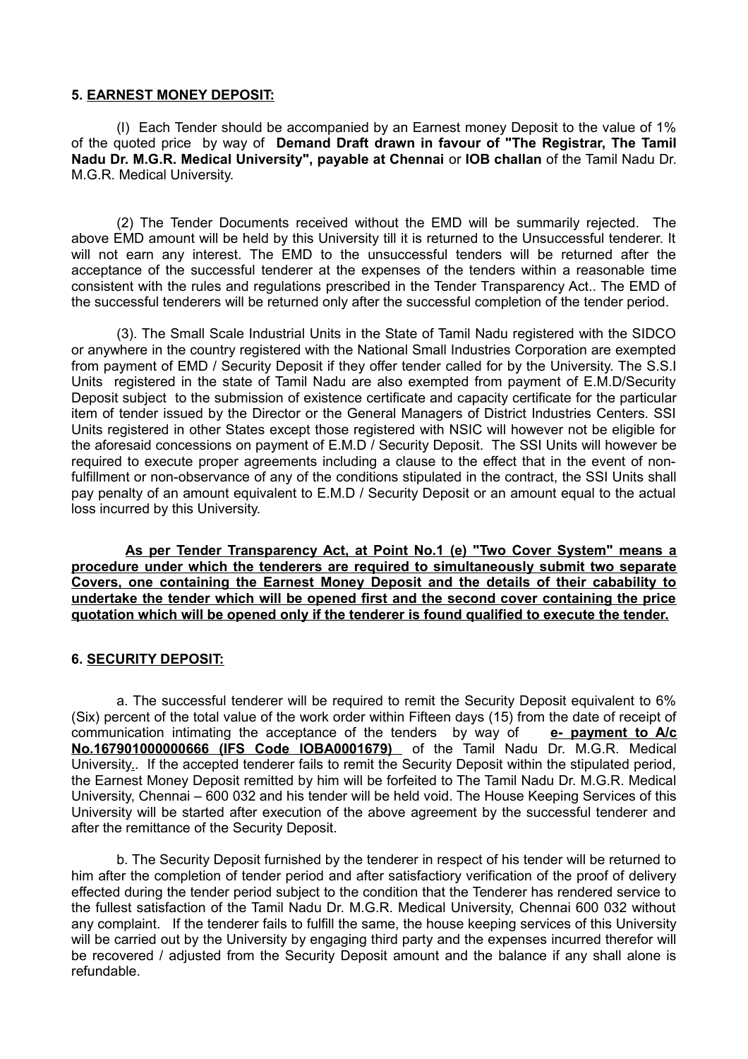**5. <u>EARNEST MONEY DEPOSIT:</u>**

(I) Each Tender should be accompanied by an Earnest money Deposit to the value of 1% of the quoted price by way of **Demand Draft drawn in favour of "The Registrar, The Tamil Nadu Dr. M.G.R. Medical University", payable at Chennai** or **IOB challan** of the Tamil Nadu Dr. M.G.R. Medical University.

(2) The Tender Documents received without the EMD will be summarily rejected. The above EMD amount will be held by this University till it is returned to the Unsuccessful tenderer. It will not earn any interest. The EMD to the unsuccessful tenders will be returned after the acceptance of the successful tenderer at the expenses of the tenders within a reasonable time consistent with the rules and regulations prescribed in the Tender Transparency Act.. The EMD of the successful tenderers will be returned only after the successful completion of the tender period.

(3). The Small Scale Industrial Units in the State of Tamil Nadu registered with the SIDCO or anywhere in the country registered with the National Small Industries Corporation are exempted from payment of EMD / Security Deposit if they offer tender called for by the University. The S.S.I Units registered in the state of Tamil Nadu are also exempted from payment of E.M.D/Security Deposit subject to the submission of existence certificate and capacity certificate for the particular item of tender issued by the Director or the General Managers of District Industries Centers. SSI Units registered in other States except those registered with NSIC will however not be eligible for the aforesaid concessions on payment of E.M.D / Security Deposit. The SSI Units will however be required to execute proper agreements including a clause to the effect that in the event of non-fulfillment or non-observance of any of the conditions stipulated in the contract, the SSI Units shall pay penalty of an amount equivalent to E.M.D / Security Deposit or an amount equal to the actual loss incurred by this University.

**<u>As per Tender Transparency Act, at Point No.1 (e) "Two Cover System" means a procedure under which the tenderers are required to simultaneously submit two separate Covers, one containing the Earnest Money Deposit and the details of their cabability to undertake the tender which will be opened first and the second cover containing the price quotation which will be opened only if the tenderer is found qualified to execute the tender.</u>**

**6. <u>SECURITY DEPOSIT:</u>**

a. The successful tenderer will be required to remit the Security Deposit equivalent to 6% (Six) percent of the total value of the work order within Fifteen days (15) from the date of receipt of communication intimating the acceptance of the tenders by way of **<u>e- payment to A/c No.167901000000666 (IFS Code IOBA0001679)</u>** of the Tamil Nadu Dr. M.G.R. Medical University.. If the accepted tenderer fails to remit the Security Deposit within the stipulated period, the Earnest Money Deposit remitted by him will be forfeited to The Tamil Nadu Dr. M.G.R. Medical University, Chennai – 600 032 and his tender will be held void. The House Keeping Services of this University will be started after execution of the above agreement by the successful tenderer and after the remittance of the Security Deposit.

b. The Security Deposit furnished by the tenderer in respect of his tender will be returned to him after the completion of tender period and after satisfactiory verification of the proof of delivery effected during the tender period subject to the condition that the Tenderer has rendered service to the fullest satisfaction of the Tamil Nadu Dr. M.G.R. Medical University, Chennai 600 032 without any complaint. If the tenderer fails to fulfill the same, the house keeping services of this University will be carried out by the University by engaging third party and the expenses incurred therefor will be recovered / adjusted from the Security Deposit amount and the balance if any shall alone is refundable.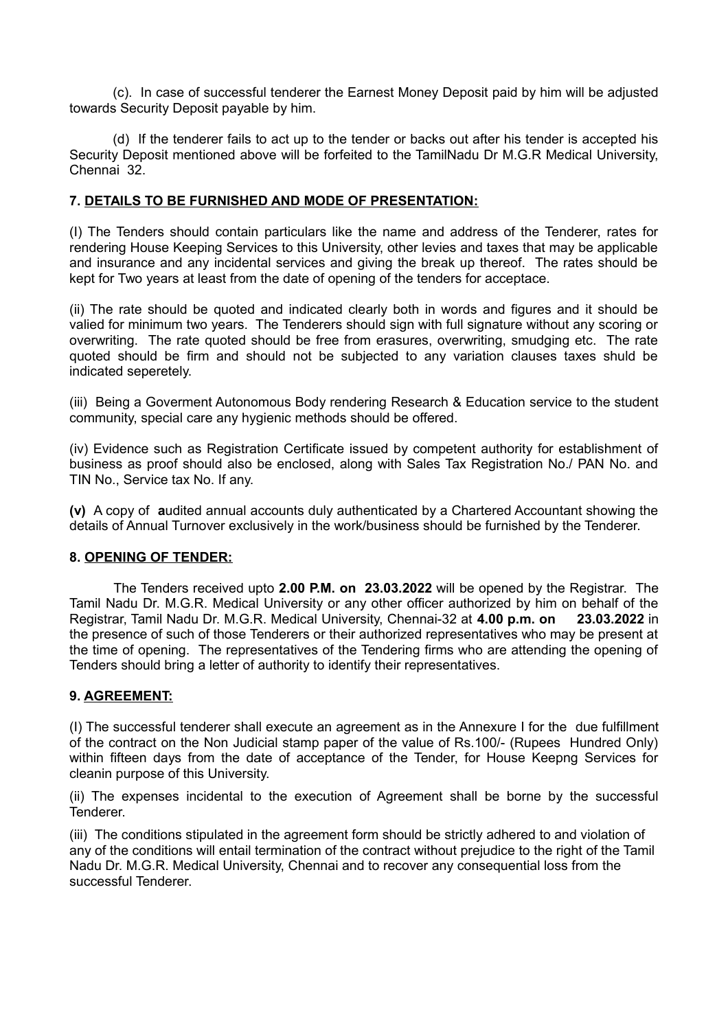(c). In case of successful tenderer the Earnest Money Deposit paid by him will be adjusted towards Security Deposit payable by him.

(d) If the tenderer fails to act up to the tender or backs out after his tender is accepted his Security Deposit mentioned above will be forfeited to the TamilNadu Dr M.G.R Medical University, Chennai 32.

**7. DETAILS TO BE FURNISHED AND MODE OF PRESENTATION:**

(I) The Tenders should contain particulars like the name and address of the Tenderer, rates for rendering House Keeping Services to this University, other levies and taxes that may be applicable and insurance and any incidental services and giving the break up thereof. The rates should be kept for Two years at least from the date of opening of the tenders for acceptace.

(ii) The rate should be quoted and indicated clearly both in words and figures and it should be valied for minimum two years. The Tenderers should sign with full signature without any scoring or overwriting. The rate quoted should be free from erasures, overwriting, smudging etc. The rate quoted should be firm and should not be subjected to any variation clauses taxes shuld be indicated seperetely.

(iii) Being a Goverment Autonomous Body rendering Research & Education service to the student community, special care any hygienic methods should be offered.

(iv) Evidence such as Registration Certificate issued by competent authority for establishment of business as proof should also be enclosed, along with Sales Tax Registration No./ PAN No. and TIN No., Service tax No. If any.

**(v)** A copy of **a**udited annual accounts duly authenticated by a Chartered Accountant showing the details of Annual Turnover exclusively in the work/business should be furnished by the Tenderer.

**8. OPENING OF TENDER:**

The Tenders received upto **2.00 P.M. on 23.03.2022** will be opened by the Registrar. The Tamil Nadu Dr. M.G.R. Medical University or any other officer authorized by him on behalf of the Registrar, Tamil Nadu Dr. M.G.R. Medical University, Chennai-32 at **4.00 p.m. on 23.03.2022** in the presence of such of those Tenderers or their authorized representatives who may be present at the time of opening. The representatives of the Tendering firms who are attending the opening of Tenders should bring a letter of authority to identify their representatives.

**9. AGREEMENT:**

(I) The successful tenderer shall execute an agreement as in the Annexure I for the due fulfillment of the contract on the Non Judicial stamp paper of the value of Rs.100/- (Rupees Hundred Only) within fifteen days from the date of acceptance of the Tender, for House Keepng Services for cleanin purpose of this University.

(ii) The expenses incidental to the execution of Agreement shall be borne by the successful Tenderer.

(iii) The conditions stipulated in the agreement form should be strictly adhered to and violation of any of the conditions will entail termination of the contract without prejudice to the right of the Tamil Nadu Dr. M.G.R. Medical University, Chennai and to recover any consequential loss from the successful Tenderer.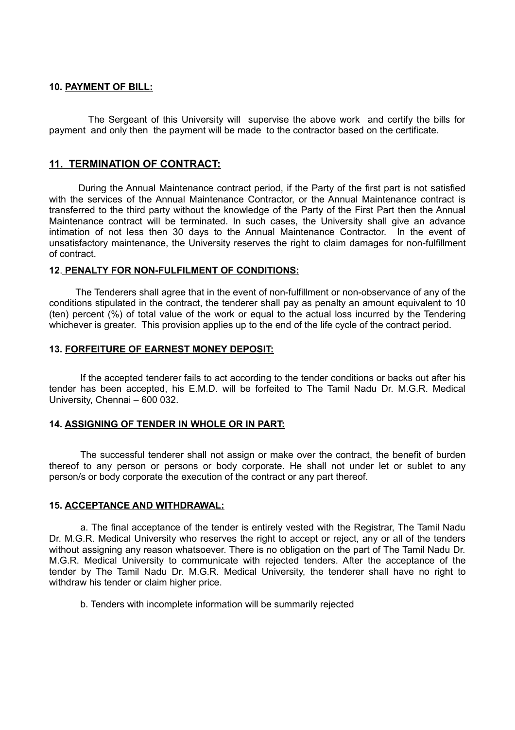**10. PAYMENT OF BILL:**

The Sergeant of this University will supervise the above work and certify the bills for payment and only then the payment will be made to the contractor based on the certificate.

## 11. TERMINATION OF CONTRACT:

During the Annual Maintenance contract period, if the Party of the first part is not satisfied with the services of the Annual Maintenance Contractor, or the Annual Maintenance contract is transferred to the third party without the knowledge of the Party of the First Part then the Annual Maintenance contract will be terminated. In such cases, the University shall give an advance intimation of not less then 30 days to the Annual Maintenance Contractor. In the event of unsatisfactory maintenance, the University reserves the right to claim damages for non-fulfillment of contract.

**12. PENALTY FOR NON-FULFILMENT OF CONDITIONS:**

The Tenderers shall agree that in the event of non-fulfillment or non-observance of any of the conditions stipulated in the contract, the tenderer shall pay as penalty an amount equivalent to 10 (ten) percent (%) of total value of the work or equal to the actual loss incurred by the Tendering whichever is greater. This provision applies up to the end of the life cycle of the contract period.

**13. FORFEITURE OF EARNEST MONEY DEPOSIT:**

If the accepted tenderer fails to act according to the tender conditions or backs out after his tender has been accepted, his E.M.D. will be forfeited to The Tamil Nadu Dr. M.G.R. Medical University, Chennai – 600 032.

**14. ASSIGNING OF TENDER IN WHOLE OR IN PART:**

The successful tenderer shall not assign or make over the contract, the benefit of burden thereof to any person or persons or body corporate. He shall not under let or sublet to any person/s or body corporate the execution of the contract or any part thereof.

**15. ACCEPTANCE AND WITHDRAWAL:**

a. The final acceptance of the tender is entirely vested with the Registrar, The Tamil Nadu Dr. M.G.R. Medical University who reserves the right to accept or reject, any or all of the tenders without assigning any reason whatsoever. There is no obligation on the part of The Tamil Nadu Dr. M.G.R. Medical University to communicate with rejected tenders. After the acceptance of the tender by The Tamil Nadu Dr. M.G.R. Medical University, the tenderer shall have no right to withdraw his tender or claim higher price.

b. Tenders with incomplete information will be summarily rejected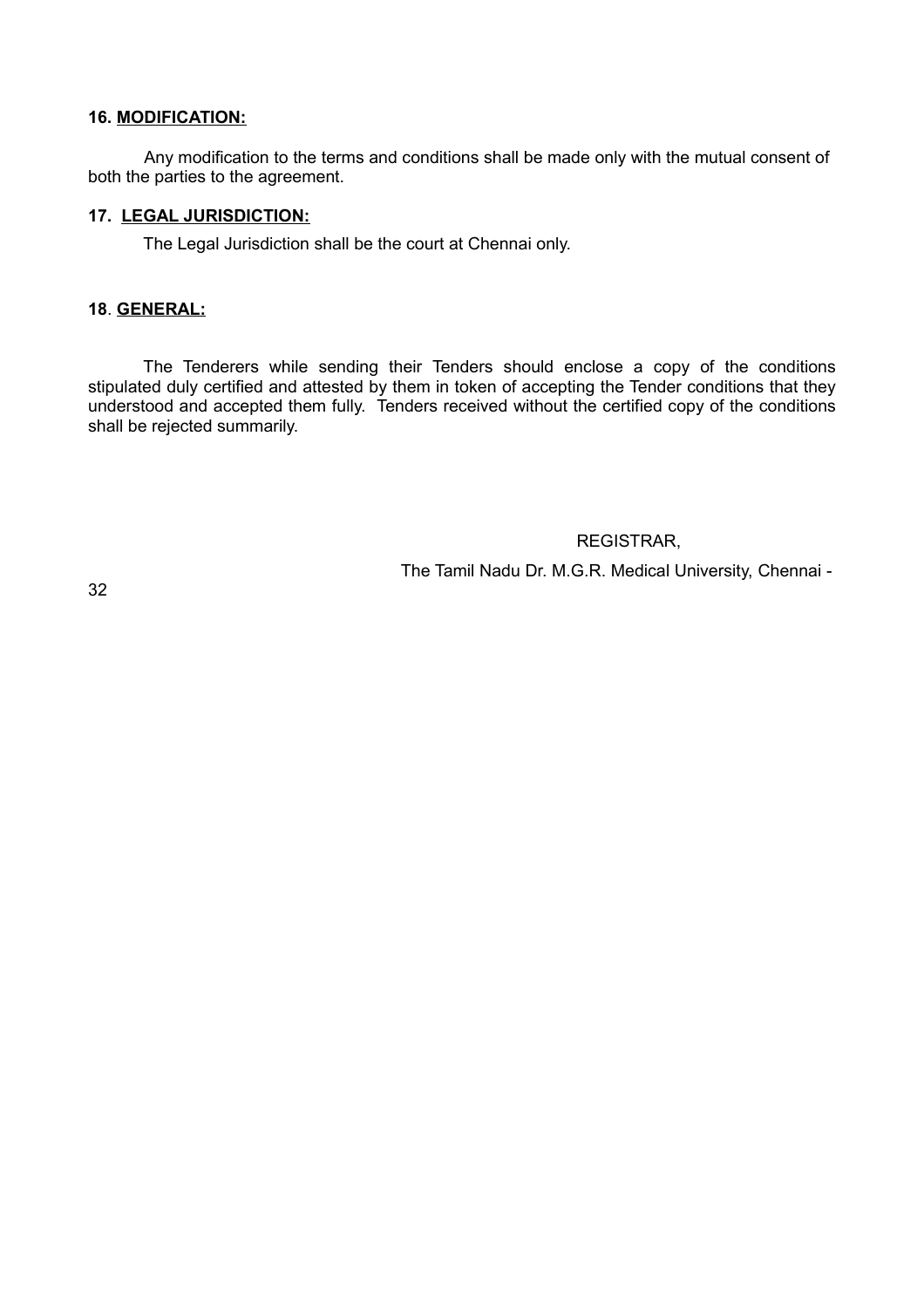**16. MODIFICATION:**

Any modification to the terms and conditions shall be made only with the mutual consent of both the parties to the agreement.

**17. LEGAL JURISDICTION:**

The Legal Jurisdiction shall be the court at Chennai only.

**18. GENERAL:**

The Tenderers while sending their Tenders should enclose a copy of the conditions stipulated duly certified and attested by them in token of accepting the Tender conditions that they understood and accepted them fully. Tenders received without the certified copy of the conditions shall be rejected summarily.

REGISTRAR,

The Tamil Nadu Dr. M.G.R. Medical University, Chennai - 32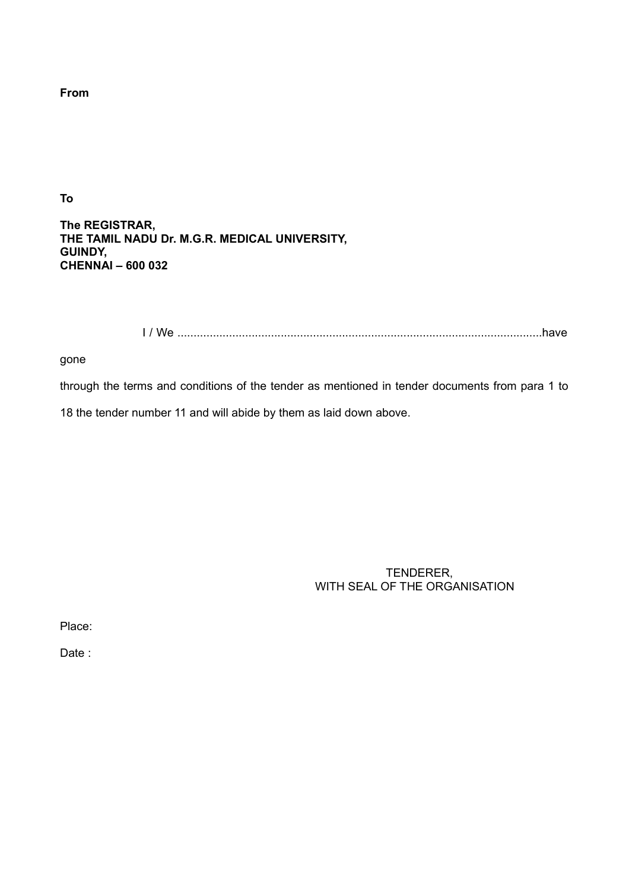**From**

**To**

**The REGISTRAR,**
**THE TAMIL NADU Dr. M.G.R. MEDICAL UNIVERSITY,**
**GUINDY,**
**CHENNAI – 600 032**

I / We ..............................................................................................................have gone

through the terms and conditions of the tender as mentioned in tender documents from para 1 to 18 the tender number 11 and will abide by them as laid down above.

TENDERER,
WITH SEAL OF THE ORGANISATION

Place:

Date :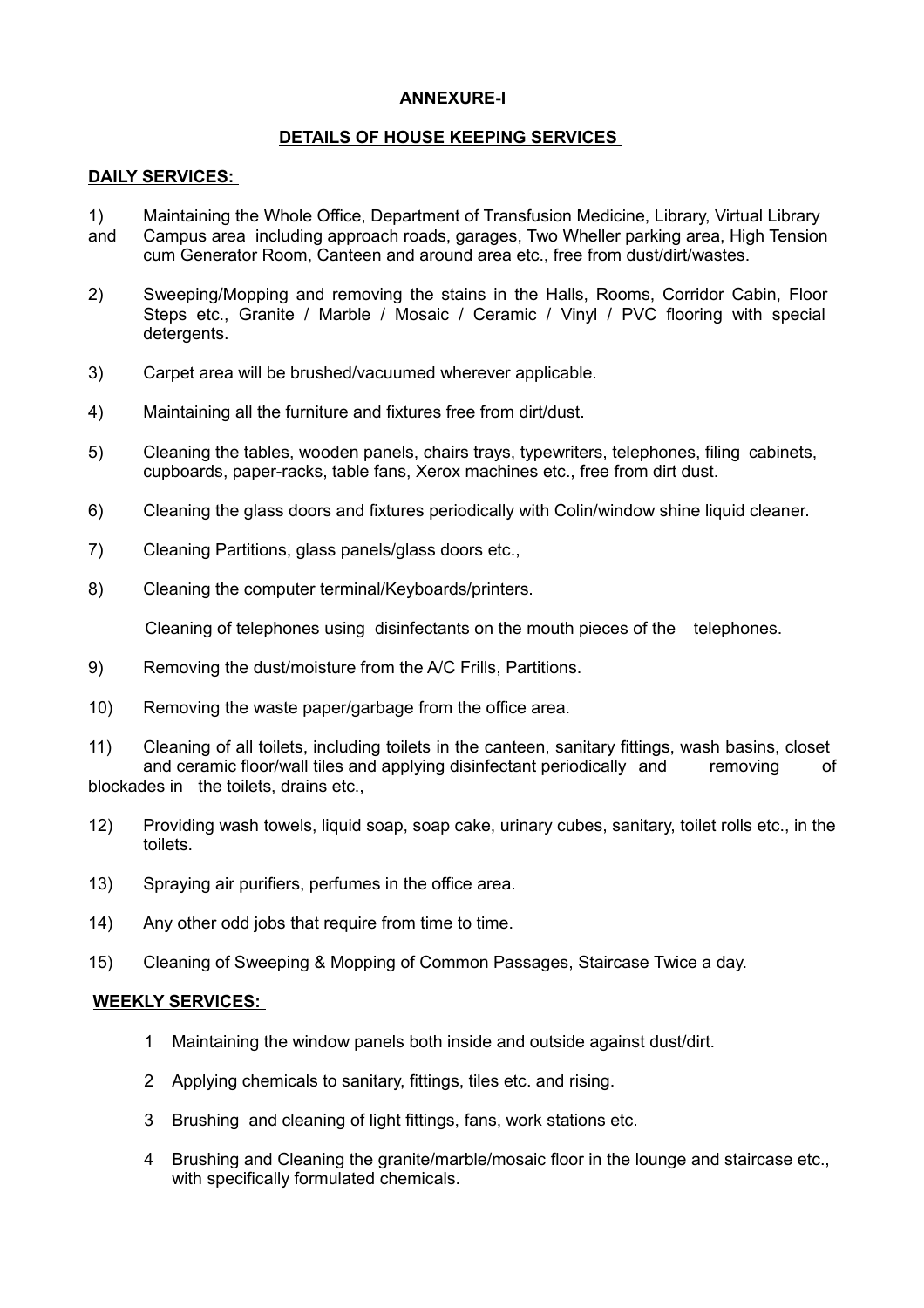## ANNEXURE-I

## DETAILS OF HOUSE KEEPING SERVICES

**DAILY SERVICES:**

1) Maintaining the Whole Office, Department of Transfusion Medicine, Library, Virtual Library and Campus area including approach roads, garages, Two Wheller parking area, High Tension cum Generator Room, Canteen and around area etc., free from dust/dirt/wastes.

2) Sweeping/Mopping and removing the stains in the Halls, Rooms, Corridor Cabin, Floor Steps etc., Granite / Marble / Mosaic / Ceramic / Vinyl / PVC flooring with special detergents.

3) Carpet area will be brushed/vacuumed wherever applicable.

4) Maintaining all the furniture and fixtures free from dirt/dust.

5) Cleaning the tables, wooden panels, chairs trays, typewriters, telephones, filing cabinets, cupboards, paper-racks, table fans, Xerox machines etc., free from dirt dust.

6) Cleaning the glass doors and fixtures periodically with Colin/window shine liquid cleaner.

7) Cleaning Partitions, glass panels/glass doors etc.,

8) Cleaning the computer terminal/Keyboards/printers.

   Cleaning of telephones using disinfectants on the mouth pieces of the telephones.

9) Removing the dust/moisture from the A/C Frills, Partitions.

10) Removing the waste paper/garbage from the office area.

11) Cleaning of all toilets, including toilets in the canteen, sanitary fittings, wash basins, closet and ceramic floor/wall tiles and applying disinfectant periodically and removing of blockades in the toilets, drains etc.,

12) Providing wash towels, liquid soap, soap cake, urinary cubes, sanitary, toilet rolls etc., in the toilets.

13) Spraying air purifiers, perfumes in the office area.

14) Any other odd jobs that require from time to time.

15) Cleaning of Sweeping & Mopping of Common Passages, Staircase Twice a day.

**WEEKLY SERVICES:**

1 Maintaining the window panels both inside and outside against dust/dirt.

2 Applying chemicals to sanitary, fittings, tiles etc. and rising.

3 Brushing and cleaning of light fittings, fans, work stations etc.

4 Brushing and Cleaning the granite/marble/mosaic floor in the lounge and staircase etc., with specifically formulated chemicals.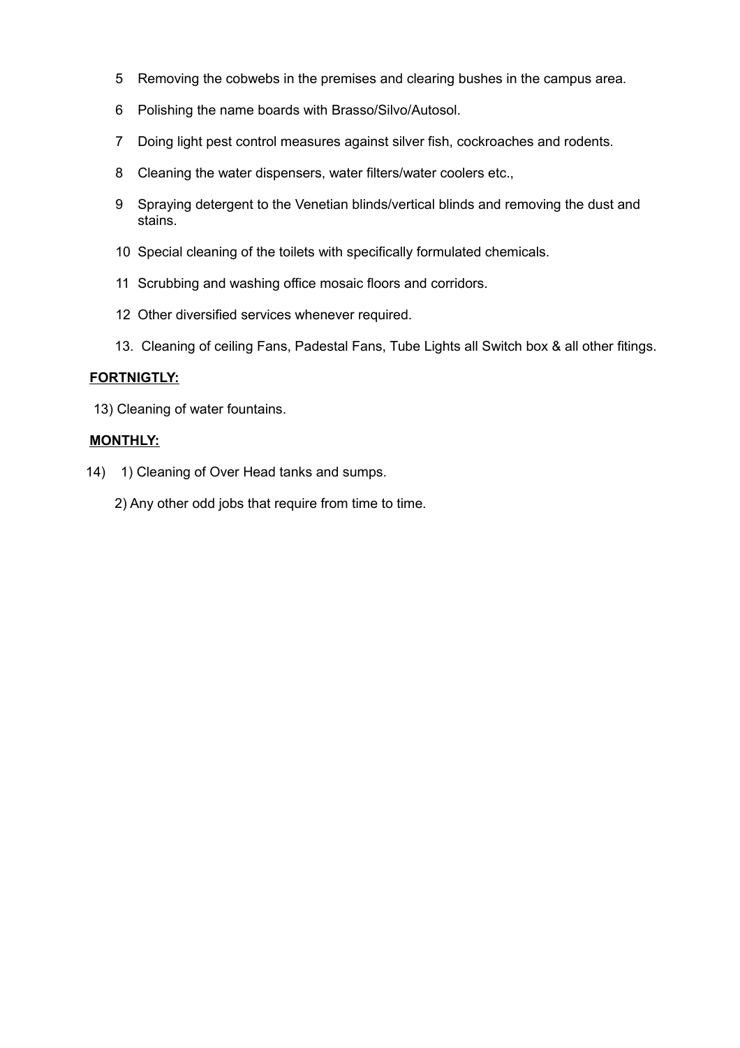5 Removing the cobwebs in the premises and clearing bushes in the campus area.

6 Polishing the name boards with Brasso/Silvo/Autosol.

7 Doing light pest control measures against silver fish, cockroaches and rodents.

8 Cleaning the water dispensers, water filters/water coolers etc.,

9 Spraying detergent to the Venetian blinds/vertical blinds and removing the dust and stains.

10 Special cleaning of the toilets with specifically formulated chemicals.

11 Scrubbing and washing office mosaic floors and corridors.

12 Other diversified services whenever required.

13. Cleaning of ceiling Fans, Padestal Fans, Tube Lights all Switch box & all other fitings.

**FORTNIGTLY:**

13) Cleaning of water fountains.

**MONTHLY:**

14) 1) Cleaning of Over Head tanks and sumps.

2) Any other odd jobs that require from time to time.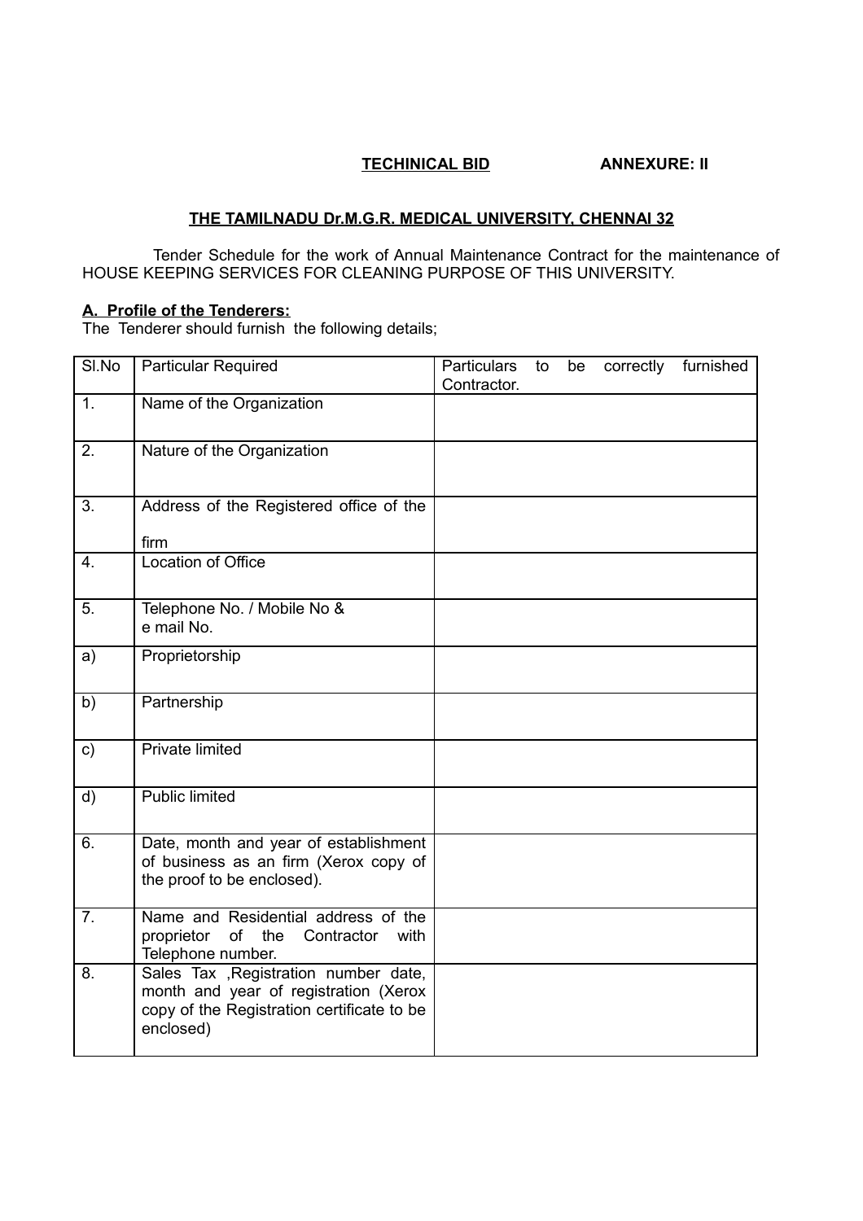**<u>TECHINICAL BID</u>** **ANNEXURE: II**

## <u>THE TAMILNADU Dr.M.G.R. MEDICAL UNIVERSITY, CHENNAI 32</u>

Tender Schedule for the work of Annual Maintenance Contract for the maintenance of HOUSE KEEPING SERVICES FOR CLEANING PURPOSE OF THIS UNIVERSITY.

### <u>A. Profile of the Tenderers:</u>

The Tenderer should furnish the following details;

| Sl.No | Particular Required | Particulars to be correctly furnished Contractor. |
|---|---|---|
| 1. | Name of the Organization | |
| 2. | Nature of the Organization | |
| 3. | Address of the Registered office of the firm | |
| 4. | Location of Office | |
| 5. | Telephone No. / Mobile No & e mail No. | |
| a) | Proprietorship | |
| b) | Partnership | |
| c) | Private limited | |
| d) | Public limited | |
| 6. | Date, month and year of establishment of business as an firm (Xerox copy of the proof to be enclosed). | |
| 7. | Name and Residential address of the proprietor of the Contractor with Telephone number. | |
| 8. | Sales Tax ,Registration number date, month and year of registration (Xerox copy of the Registration certificate to be enclosed) | |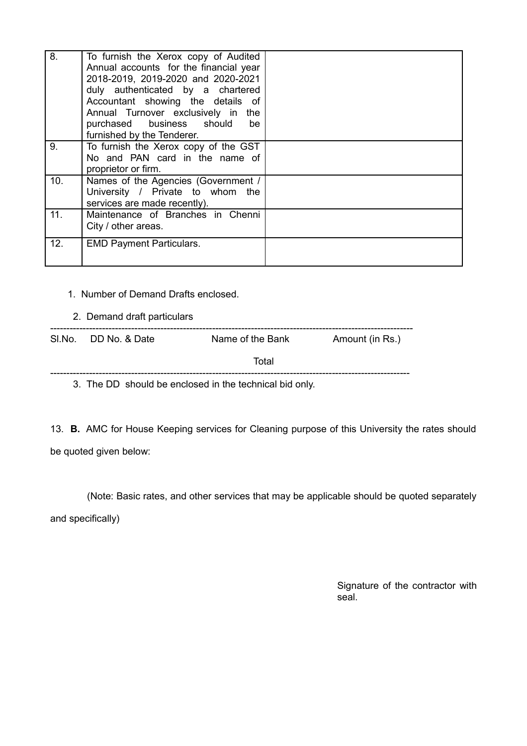| | | |
|---|---|---|
| 8. | To furnish the Xerox copy of Audited Annual accounts for the financial year 2018-2019, 2019-2020 and 2020-2021 duly authenticated by a chartered Accountant showing the details of Annual Turnover exclusively in the purchased business should be furnished by the Tenderer. | |
| 9. | To furnish the Xerox copy of the GST No and PAN card in the name of proprietor or firm. | |
| 10. | Names of the Agencies (Government / University / Private to whom the services are made recently). | |
| 11. | Maintenance of Branches in Chenni City / other areas. | |
| 12. | EMD Payment Particulars. | |

1. Number of Demand Drafts enclosed.

2. Demand draft particulars

| Sl.No. | DD No. & Date | Name of the Bank | Amount (in Rs.) |
|---|---|---|---|
| | | Total | |

3. The DD should be enclosed in the technical bid only.

13. **B.** AMC for House Keeping services for Cleaning purpose of this University the rates should be quoted given below:

(Note: Basic rates, and other services that may be applicable should be quoted separately and specifically)

Signature of the contractor with seal.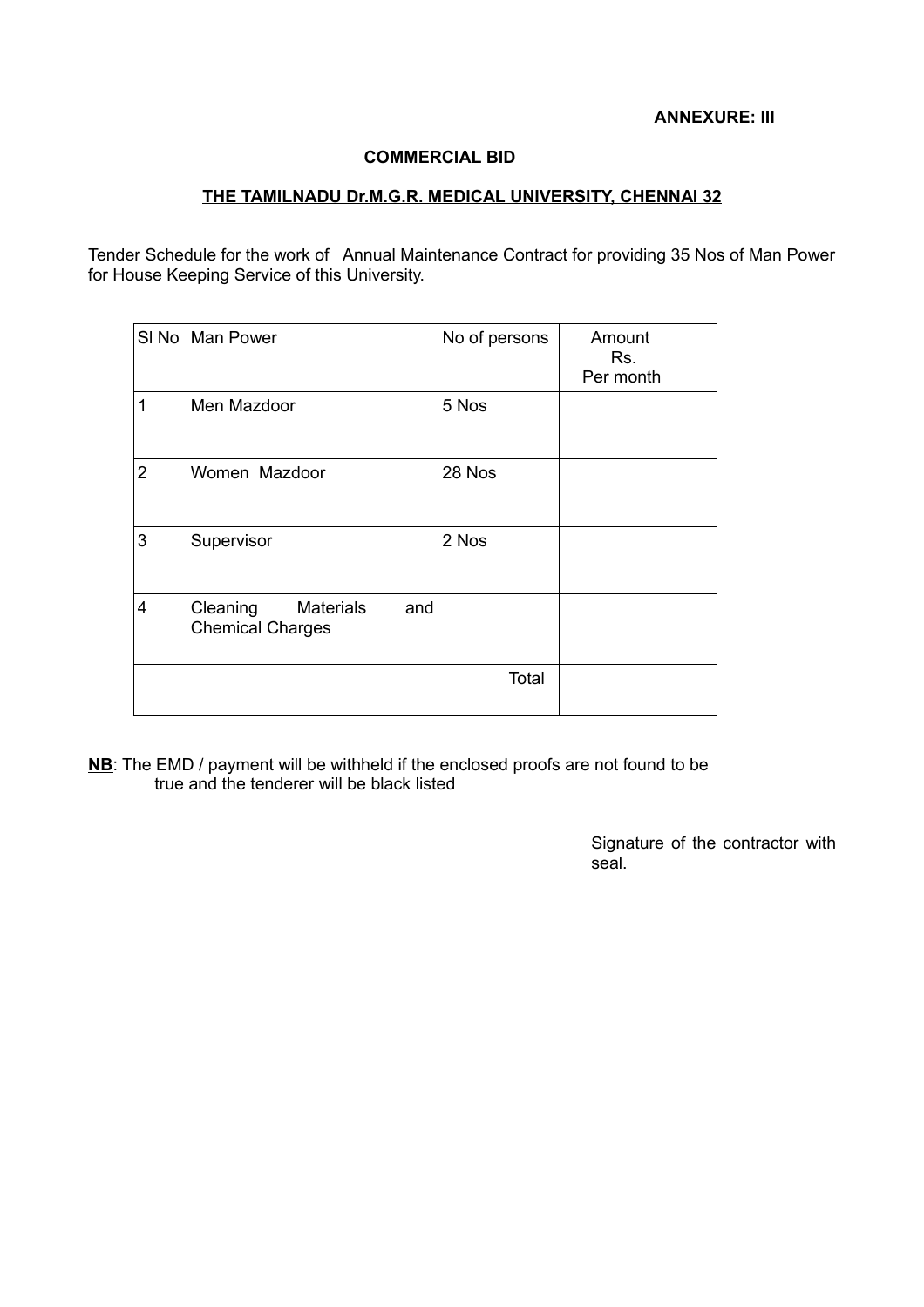**ANNEXURE: III**

**COMMERCIAL BID**

**THE TAMILNADU Dr.M.G.R. MEDICAL UNIVERSITY, CHENNAI 32**

Tender Schedule for the work of Annual Maintenance Contract for providing 35 Nos of Man Power for House Keeping Service of this University.

| Sl No | Man Power | No of persons | Amount Rs. Per month |
|---|---|---|---|
| 1 | Men Mazdoor | 5 Nos | |
| 2 | Women Mazdoor | 28 Nos | |
| 3 | Supervisor | 2 Nos | |
| 4 | Cleaning Materials and Chemical Charges | | |
| | | Total | |

**NB**: The EMD / payment will be withheld if the enclosed proofs are not found to be true and the tenderer will be black listed

Signature of the contractor with seal.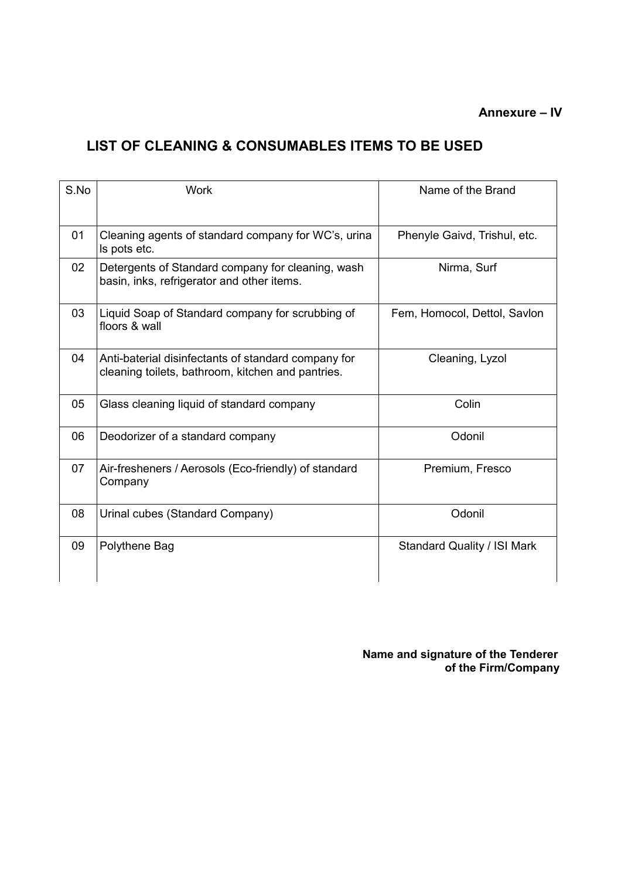**Annexure – IV**

# LIST OF CLEANING & CONSUMABLES ITEMS TO BE USED

| S.No | Work | Name of the Brand |
|---|---|---|
| 01 | Cleaning agents of standard company for WC's, urina ls pots etc. | Phenyle Gaivd, Trishul, etc. |
| 02 | Detergents of Standard company for cleaning, wash basin, inks, refrigerator and other items. | Nirma, Surf |
| 03 | Liquid Soap of Standard company for scrubbing of floors & wall | Fem, Homocol, Dettol, Savlon |
| 04 | Anti-baterial disinfectants of standard company for cleaning toilets, bathroom, kitchen and pantries. | Cleaning, Lyzol |
| 05 | Glass cleaning liquid of standard company | Colin |
| 06 | Deodorizer of a standard company | Odonil |
| 07 | Air-fresheners / Aerosols (Eco-friendly) of standard Company | Premium, Fresco |
| 08 | Urinal cubes (Standard Company) | Odonil |
| 09 | Polythene Bag | Standard Quality / ISI Mark |

**Name and signature of the Tenderer of the Firm/Company**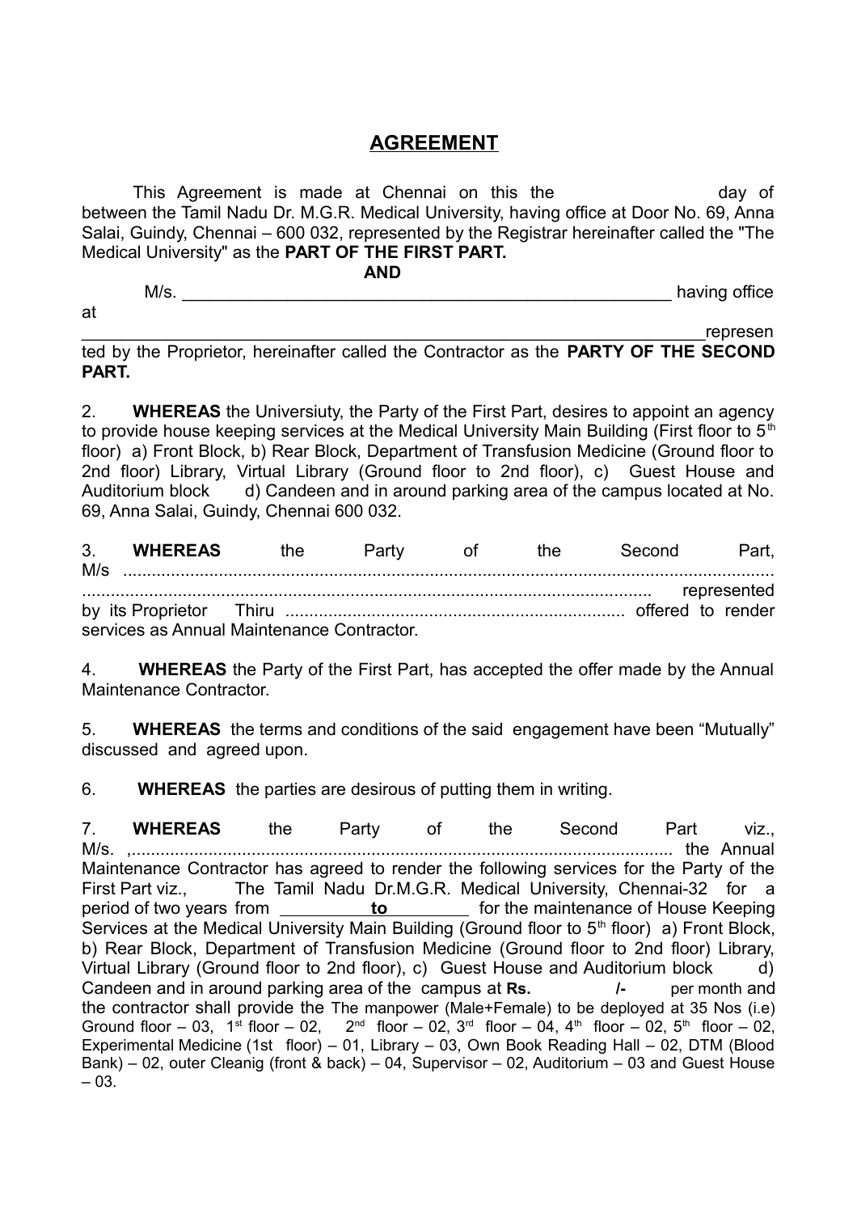# AGREEMENT

This Agreement is made at Chennai on this the day of between the Tamil Nadu Dr. M.G.R. Medical University, having office at Door No. 69, Anna Salai, Guindy, Chennai – 600 032, represented by the Registrar hereinafter called the "The Medical University" as the **PART OF THE FIRST PART.**

**AND**

M/s. ____________________________________________________ having office at ____________________________________________________________________represented by the Proprietor, hereinafter called the Contractor as the **PARTY OF THE SECOND PART.**

2. **WHEREAS** the Universiuty, the Party of the First Part, desires to appoint an agency to provide house keeping services at the Medical University Main Building (First floor to 5th floor) a) Front Block, b) Rear Block, Department of Transfusion Medicine (Ground floor to 2nd floor) Library, Virtual Library (Ground floor to 2nd floor), c) Guest House and Auditorium block d) Candeen and in around parking area of the campus located at No. 69, Anna Salai, Guindy, Chennai 600 032.

3. **WHEREAS** the Party of the Second Part, M/s ........................................................................................................................ ........................................................................................................................ represented by its Proprietor Thiru ...................................................................... offered to render services as Annual Maintenance Contractor.

4. **WHEREAS** the Party of the First Part, has accepted the offer made by the Annual Maintenance Contractor.

5. **WHEREAS** the terms and conditions of the said engagement have been “Mutually” discussed and agreed upon.

6. **WHEREAS** the parties are desirous of putting them in writing.

7. **WHEREAS** the Party of the Second Part viz., M/s. ,................................................................................................................ the Annual Maintenance Contractor has agreed to render the following services for the Party of the First Part viz., The Tamil Nadu Dr.M.G.R. Medical University, Chennai-32 for a period of two years from __________**to**_________ for the maintenance of House Keeping Services at the Medical University Main Building (Ground floor to 5th floor) a) Front Block, b) Rear Block, Department of Transfusion Medicine (Ground floor to 2nd floor) Library, Virtual Library (Ground floor to 2nd floor), c) Guest House and Auditorium block d) Candeen and in around parking area of the campus at **Rs. /-** per month and the contractor shall provide the The manpower (Male+Female) to be deployed at 35 Nos (i.e) Ground floor – 03, 1st floor – 02, 2nd floor – 02, 3rd floor – 04, 4th floor – 02, 5th floor – 02, Experimental Medicine (1st floor) – 01, Library – 03, Own Book Reading Hall – 02, DTM (Blood Bank) – 02, outer Cleanig (front & back) – 04, Supervisor – 02, Auditorium – 03 and Guest House – 03.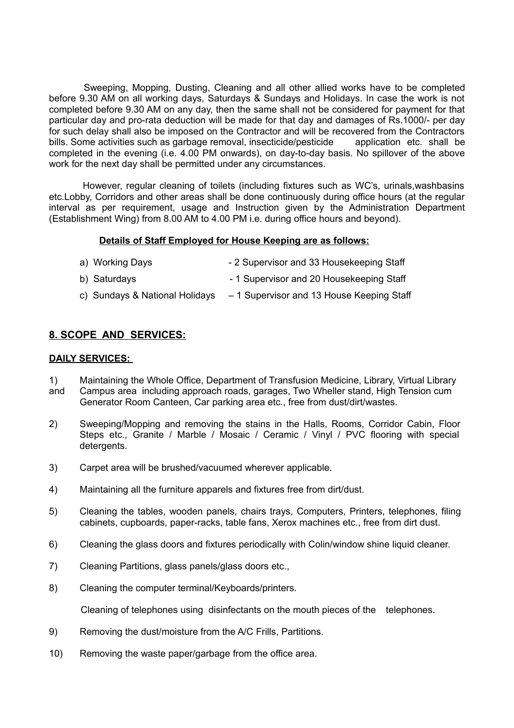Sweeping, Mopping, Dusting, Cleaning and all other allied works have to be completed before 9.30 AM on all working days, Saturdays & Sundays and Holidays. In case the work is not completed before 9.30 AM on any day, then the same shall not be considered for payment for that particular day and pro-rata deduction will be made for that day and damages of Rs.1000/- per day for such delay shall also be imposed on the Contractor and will be recovered from the Contractors bills. Some activities such as garbage removal, insecticide/pesticide application etc. shall be completed in the evening (i.e. 4.00 PM onwards), on day-to-day basis. No spillover of the above work for the next day shall be permitted under any circumstances.

However, regular cleaning of toilets (including fixtures such as WC's, urinals,washbasins etc.Lobby, Corridors and other areas shall be done continuously during office hours (at the regular interval as per requirement, usage and Instruction given by the Administration Department (Establishment Wing) from 8.00 AM to 4.00 PM i.e. during office hours and beyond).

**Details of Staff Employed for House Keeping are as follows:**

a) Working Days - 2 Supervisor and 33 Housekeeping Staff

b) Saturdays - 1 Supervisor and 20 Housekeeping Staff

c) Sundays & National Holidays – 1 Supervisor and 13 House Keeping Staff

## 8. SCOPE AND SERVICES:

**DAILY SERVICES:**

1) and Maintaining the Whole Office, Department of Transfusion Medicine, Library, Virtual Library Campus area including approach roads, garages, Two Wheller stand, High Tension cum Generator Room Canteen, Car parking area etc., free from dust/dirt/wastes.

2) Sweeping/Mopping and removing the stains in the Halls, Rooms, Corridor Cabin, Floor Steps etc., Granite / Marble / Mosaic / Ceramic / Vinyl / PVC flooring with special detergents.

3) Carpet area will be brushed/vacuumed wherever applicable.

4) Maintaining all the furniture apparels and fixtures free from dirt/dust.

5) Cleaning the tables, wooden panels, chairs trays, Computers, Printers, telephones, filing cabinets, cupboards, paper-racks, table fans, Xerox machines etc., free from dirt dust.

6) Cleaning the glass doors and fixtures periodically with Colin/window shine liquid cleaner.

7) Cleaning Partitions, glass panels/glass doors etc.,

8) Cleaning the computer terminal/Keyboards/printers.

Cleaning of telephones using disinfectants on the mouth pieces of the telephones.

9) Removing the dust/moisture from the A/C Frills, Partitions.

10) Removing the waste paper/garbage from the office area.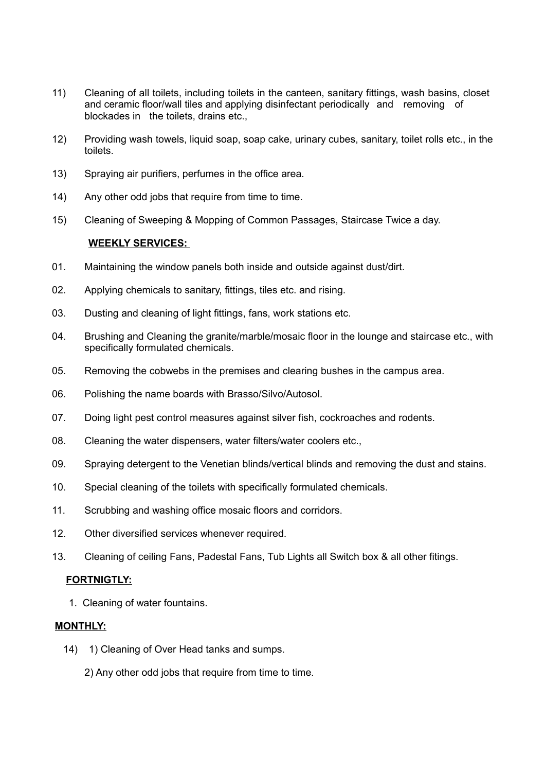11) Cleaning of all toilets, including toilets in the canteen, sanitary fittings, wash basins, closet and ceramic floor/wall tiles and applying disinfectant periodically and removing of blockades in the toilets, drains etc.,

12) Providing wash towels, liquid soap, soap cake, urinary cubes, sanitary, toilet rolls etc., in the toilets.

13) Spraying air purifiers, perfumes in the office area.

14) Any other odd jobs that require from time to time.

15) Cleaning of Sweeping & Mopping of Common Passages, Staircase Twice a day.

**WEEKLY SERVICES:**

01. Maintaining the window panels both inside and outside against dust/dirt.

02. Applying chemicals to sanitary, fittings, tiles etc. and rising.

03. Dusting and cleaning of light fittings, fans, work stations etc.

04. Brushing and Cleaning the granite/marble/mosaic floor in the lounge and staircase etc., with specifically formulated chemicals.

05. Removing the cobwebs in the premises and clearing bushes in the campus area.

06. Polishing the name boards with Brasso/Silvo/Autosol.

07. Doing light pest control measures against silver fish, cockroaches and rodents.

08. Cleaning the water dispensers, water filters/water coolers etc.,

09. Spraying detergent to the Venetian blinds/vertical blinds and removing the dust and stains.

10. Special cleaning of the toilets with specifically formulated chemicals.

11. Scrubbing and washing office mosaic floors and corridors.

12. Other diversified services whenever required.

13. Cleaning of ceiling Fans, Padestal Fans, Tub Lights all Switch box & all other fitings.

**FORTNIGTLY:**

1. Cleaning of water fountains.

**MONTHLY:**

14) 1) Cleaning of Over Head tanks and sumps.

2) Any other odd jobs that require from time to time.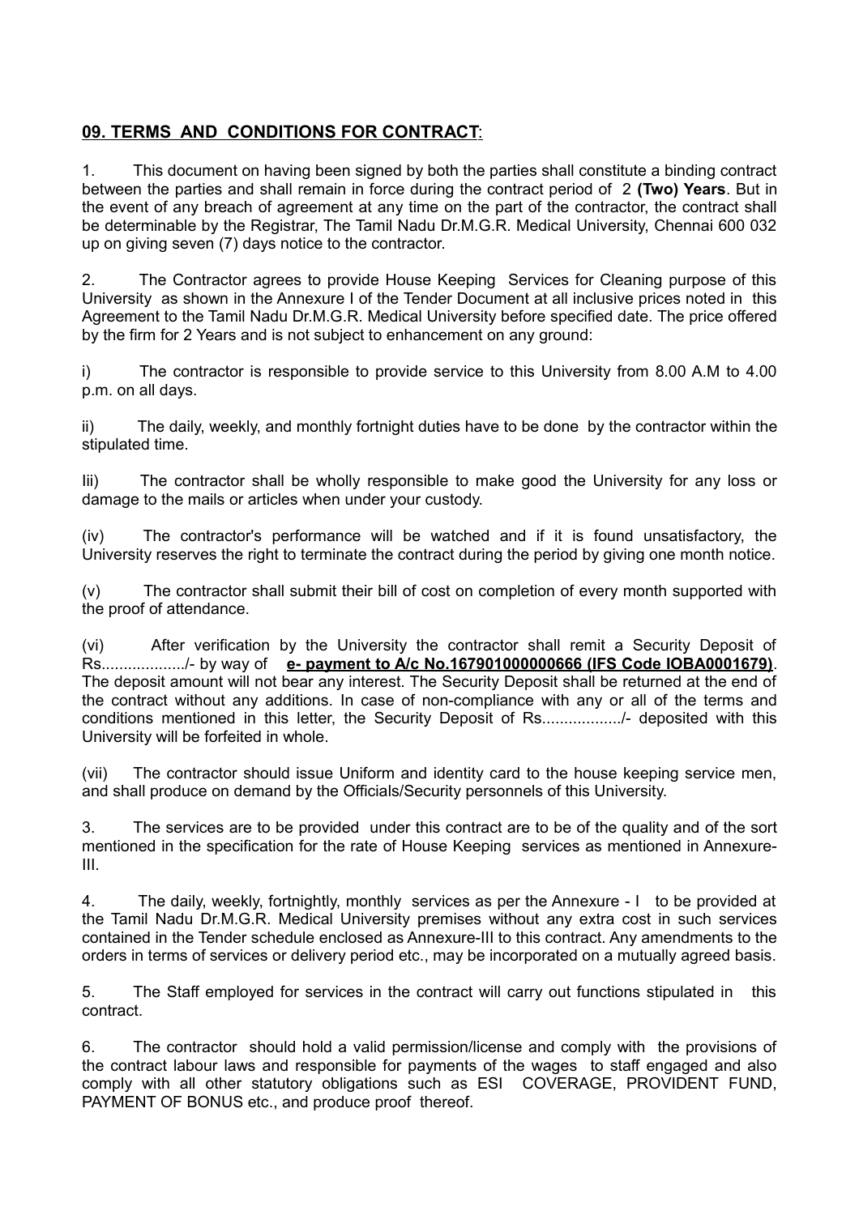## **09. TERMS AND CONDITIONS FOR CONTRACT**:

1. This document on having been signed by both the parties shall constitute a binding contract between the parties and shall remain in force during the contract period of 2 **(Two) Years**. But in the event of any breach of agreement at any time on the part of the contractor, the contract shall be determinable by the Registrar, The Tamil Nadu Dr.M.G.R. Medical University, Chennai 600 032 up on giving seven (7) days notice to the contractor.

2. The Contractor agrees to provide House Keeping Services for Cleaning purpose of this University as shown in the Annexure I of the Tender Document at all inclusive prices noted in this Agreement to the Tamil Nadu Dr.M.G.R. Medical University before specified date. The price offered by the firm for 2 Years and is not subject to enhancement on any ground:

i) The contractor is responsible to provide service to this University from 8.00 A.M to 4.00 p.m. on all days.

ii) The daily, weekly, and monthly fortnight duties have to be done by the contractor within the stipulated time.

Iii) The contractor shall be wholly responsible to make good the University for any loss or damage to the mails or articles when under your custody.

(iv) The contractor's performance will be watched and if it is found unsatisfactory, the University reserves the right to terminate the contract during the period by giving one month notice.

(v) The contractor shall submit their bill of cost on completion of every month supported with the proof of attendance.

(vi) After verification by the University the contractor shall remit a Security Deposit of Rs................../- by way of **e- payment to A/c No.167901000000666 (IFS Code IOBA0001679)**. The deposit amount will not bear any interest. The Security Deposit shall be returned at the end of the contract without any additions. In case of non-compliance with any or all of the terms and conditions mentioned in this letter, the Security Deposit of Rs................../- deposited with this University will be forfeited in whole.

(vii) The contractor should issue Uniform and identity card to the house keeping service men, and shall produce on demand by the Officials/Security personnels of this University.

3. The services are to be provided under this contract are to be of the quality and of the sort mentioned in the specification for the rate of House Keeping services as mentioned in Annexure-III.

4. The daily, weekly, fortnightly, monthly services as per the Annexure - I to be provided at the Tamil Nadu Dr.M.G.R. Medical University premises without any extra cost in such services contained in the Tender schedule enclosed as Annexure-III to this contract. Any amendments to the orders in terms of services or delivery period etc., may be incorporated on a mutually agreed basis.

5. The Staff employed for services in the contract will carry out functions stipulated in this contract.

6. The contractor should hold a valid permission/license and comply with the provisions of the contract labour laws and responsible for payments of the wages to staff engaged and also comply with all other statutory obligations such as ESI COVERAGE, PROVIDENT FUND, PAYMENT OF BONUS etc., and produce proof thereof.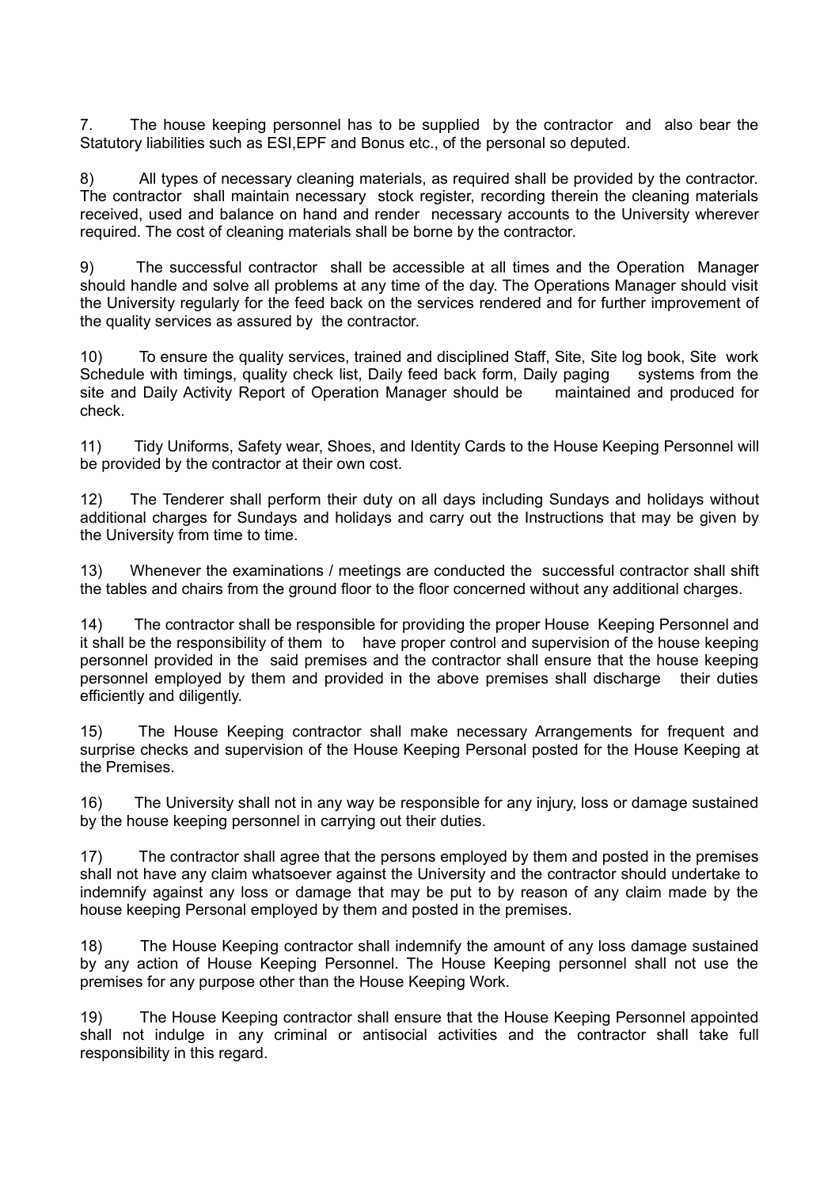7. The house keeping personnel has to be supplied by the contractor and also bear the Statutory liabilities such as ESI,EPF and Bonus etc., of the personal so deputed.

8) All types of necessary cleaning materials, as required shall be provided by the contractor. The contractor shall maintain necessary stock register, recording therein the cleaning materials received, used and balance on hand and render necessary accounts to the University wherever required. The cost of cleaning materials shall be borne by the contractor.

9) The successful contractor shall be accessible at all times and the Operation Manager should handle and solve all problems at any time of the day. The Operations Manager should visit the University regularly for the feed back on the services rendered and for further improvement of the quality services as assured by the contractor.

10) To ensure the quality services, trained and disciplined Staff, Site, Site log book, Site work Schedule with timings, quality check list, Daily feed back form, Daily paging systems from the site and Daily Activity Report of Operation Manager should be maintained and produced for check.

11) Tidy Uniforms, Safety wear, Shoes, and Identity Cards to the House Keeping Personnel will be provided by the contractor at their own cost.

12) The Tenderer shall perform their duty on all days including Sundays and holidays without additional charges for Sundays and holidays and carry out the Instructions that may be given by the University from time to time.

13) Whenever the examinations / meetings are conducted the successful contractor shall shift the tables and chairs from the ground floor to the floor concerned without any additional charges.

14) The contractor shall be responsible for providing the proper House Keeping Personnel and it shall be the responsibility of them to have proper control and supervision of the house keeping personnel provided in the said premises and the contractor shall ensure that the house keeping personnel employed by them and provided in the above premises shall discharge their duties efficiently and diligently.

15) The House Keeping contractor shall make necessary Arrangements for frequent and surprise checks and supervision of the House Keeping Personal posted for the House Keeping at the Premises.

16) The University shall not in any way be responsible for any injury, loss or damage sustained by the house keeping personnel in carrying out their duties.

17) The contractor shall agree that the persons employed by them and posted in the premises shall not have any claim whatsoever against the University and the contractor should undertake to indemnify against any loss or damage that may be put to by reason of any claim made by the house keeping Personal employed by them and posted in the premises.

18) The House Keeping contractor shall indemnify the amount of any loss damage sustained by any action of House Keeping Personnel. The House Keeping personnel shall not use the premises for any purpose other than the House Keeping Work.

19) The House Keeping contractor shall ensure that the House Keeping Personnel appointed shall not indulge in any criminal or antisocial activities and the contractor shall take full responsibility in this regard.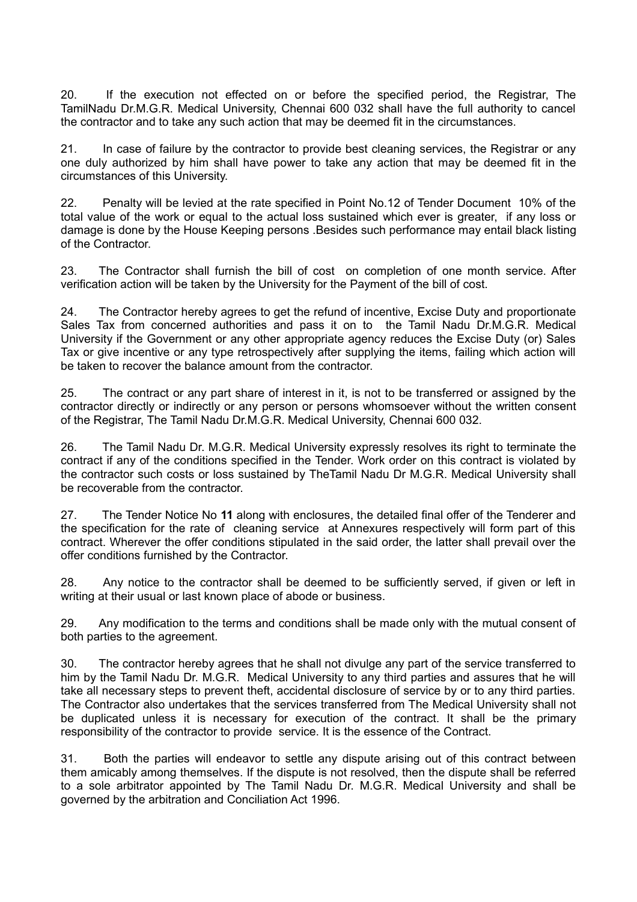20. If the execution not effected on or before the specified period, the Registrar, The TamilNadu Dr.M.G.R. Medical University, Chennai 600 032 shall have the full authority to cancel the contractor and to take any such action that may be deemed fit in the circumstances.

21. In case of failure by the contractor to provide best cleaning services, the Registrar or any one duly authorized by him shall have power to take any action that may be deemed fit in the circumstances of this University.

22. Penalty will be levied at the rate specified in Point No.12 of Tender Document 10% of the total value of the work or equal to the actual loss sustained which ever is greater, if any loss or damage is done by the House Keeping persons .Besides such performance may entail black listing of the Contractor.

23. The Contractor shall furnish the bill of cost on completion of one month service. After verification action will be taken by the University for the Payment of the bill of cost.

24. The Contractor hereby agrees to get the refund of incentive, Excise Duty and proportionate Sales Tax from concerned authorities and pass it on to the Tamil Nadu Dr.M.G.R. Medical University if the Government or any other appropriate agency reduces the Excise Duty (or) Sales Tax or give incentive or any type retrospectively after supplying the items, failing which action will be taken to recover the balance amount from the contractor.

25. The contract or any part share of interest in it, is not to be transferred or assigned by the contractor directly or indirectly or any person or persons whomsoever without the written consent of the Registrar, The Tamil Nadu Dr.M.G.R. Medical University, Chennai 600 032.

26. The Tamil Nadu Dr. M.G.R. Medical University expressly resolves its right to terminate the contract if any of the conditions specified in the Tender. Work order on this contract is violated by the contractor such costs or loss sustained by TheTamil Nadu Dr M.G.R. Medical University shall be recoverable from the contractor.

27. The Tender Notice No **11** along with enclosures, the detailed final offer of the Tenderer and the specification for the rate of cleaning service at Annexures respectively will form part of this contract. Wherever the offer conditions stipulated in the said order, the latter shall prevail over the offer conditions furnished by the Contractor.

28. Any notice to the contractor shall be deemed to be sufficiently served, if given or left in writing at their usual or last known place of abode or business.

29. Any modification to the terms and conditions shall be made only with the mutual consent of both parties to the agreement.

30. The contractor hereby agrees that he shall not divulge any part of the service transferred to him by the Tamil Nadu Dr. M.G.R. Medical University to any third parties and assures that he will take all necessary steps to prevent theft, accidental disclosure of service by or to any third parties. The Contractor also undertakes that the services transferred from The Medical University shall not be duplicated unless it is necessary for execution of the contract. It shall be the primary responsibility of the contractor to provide service. It is the essence of the Contract.

31. Both the parties will endeavor to settle any dispute arising out of this contract between them amicably among themselves. If the dispute is not resolved, then the dispute shall be referred to a sole arbitrator appointed by The Tamil Nadu Dr. M.G.R. Medical University and shall be governed by the arbitration and Conciliation Act 1996.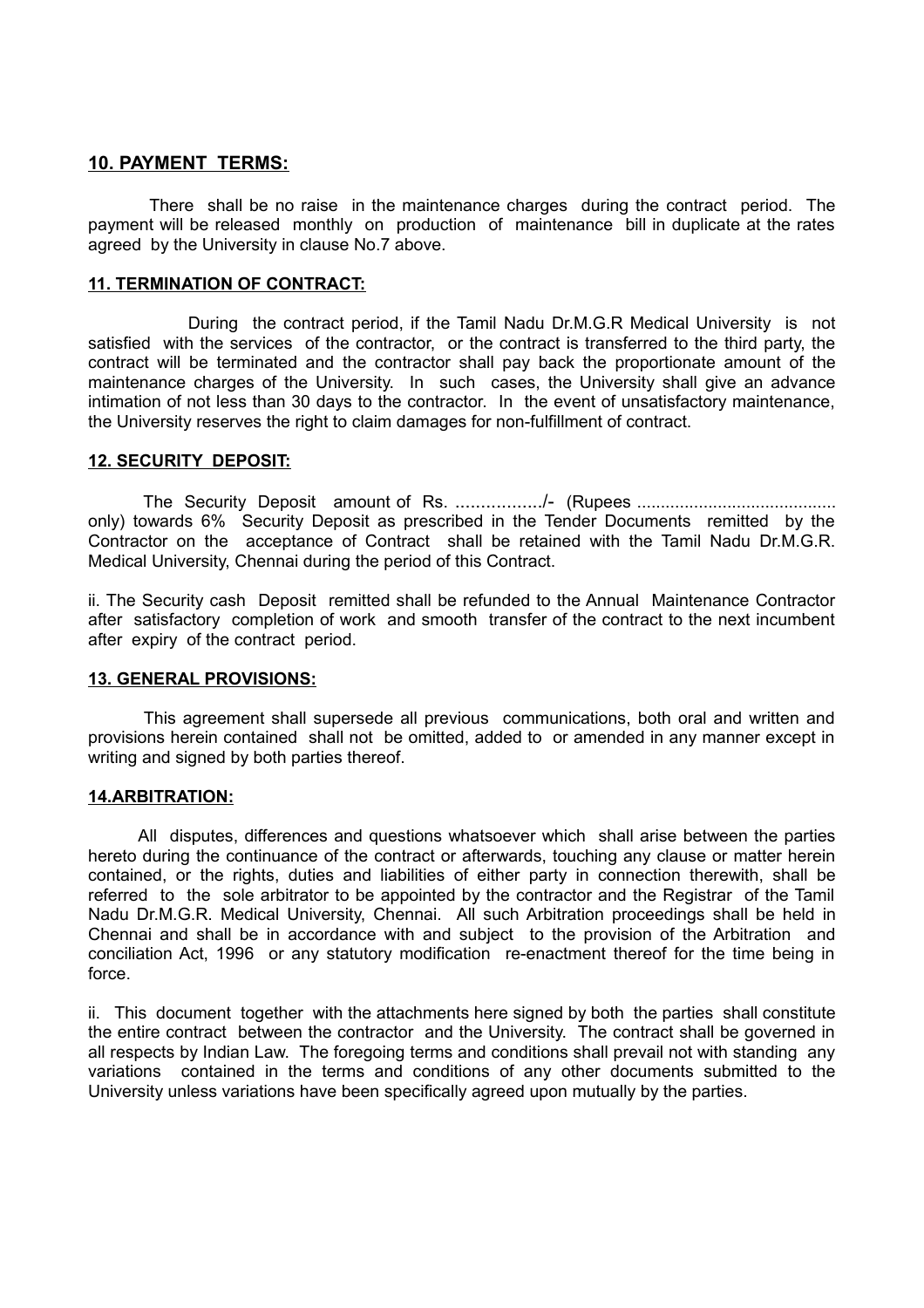## 10. PAYMENT TERMS:

There shall be no raise in the maintenance charges during the contract period. The payment will be released monthly on production of maintenance bill in duplicate at the rates agreed by the University in clause No.7 above.

## 11. TERMINATION OF CONTRACT:

During the contract period, if the Tamil Nadu Dr.M.G.R Medical University is not satisfied with the services of the contractor, or the contract is transferred to the third party, the contract will be terminated and the contractor shall pay back the proportionate amount of the maintenance charges of the University. In such cases, the University shall give an advance intimation of not less than 30 days to the contractor. In the event of unsatisfactory maintenance, the University reserves the right to claim damages for non-fulfillment of contract.

## 12. SECURITY DEPOSIT:

The Security Deposit amount of Rs. ................/- (Rupees .......................................... only) towards 6% Security Deposit as prescribed in the Tender Documents remitted by the Contractor on the acceptance of Contract shall be retained with the Tamil Nadu Dr.M.G.R. Medical University, Chennai during the period of this Contract.

ii. The Security cash Deposit remitted shall be refunded to the Annual Maintenance Contractor after satisfactory completion of work and smooth transfer of the contract to the next incumbent after expiry of the contract period.

## 13. GENERAL PROVISIONS:

This agreement shall supersede all previous communications, both oral and written and provisions herein contained shall not be omitted, added to or amended in any manner except in writing and signed by both parties thereof.

## 14.ARBITRATION:

All disputes, differences and questions whatsoever which shall arise between the parties hereto during the continuance of the contract or afterwards, touching any clause or matter herein contained, or the rights, duties and liabilities of either party in connection therewith, shall be referred to the sole arbitrator to be appointed by the contractor and the Registrar of the Tamil Nadu Dr.M.G.R. Medical University, Chennai. All such Arbitration proceedings shall be held in Chennai and shall be in accordance with and subject to the provision of the Arbitration and conciliation Act, 1996 or any statutory modification re-enactment thereof for the time being in force.

ii. This document together with the attachments here signed by both the parties shall constitute the entire contract between the contractor and the University. The contract shall be governed in all respects by Indian Law. The foregoing terms and conditions shall prevail not with standing any variations contained in the terms and conditions of any other documents submitted to the University unless variations have been specifically agreed upon mutually by the parties.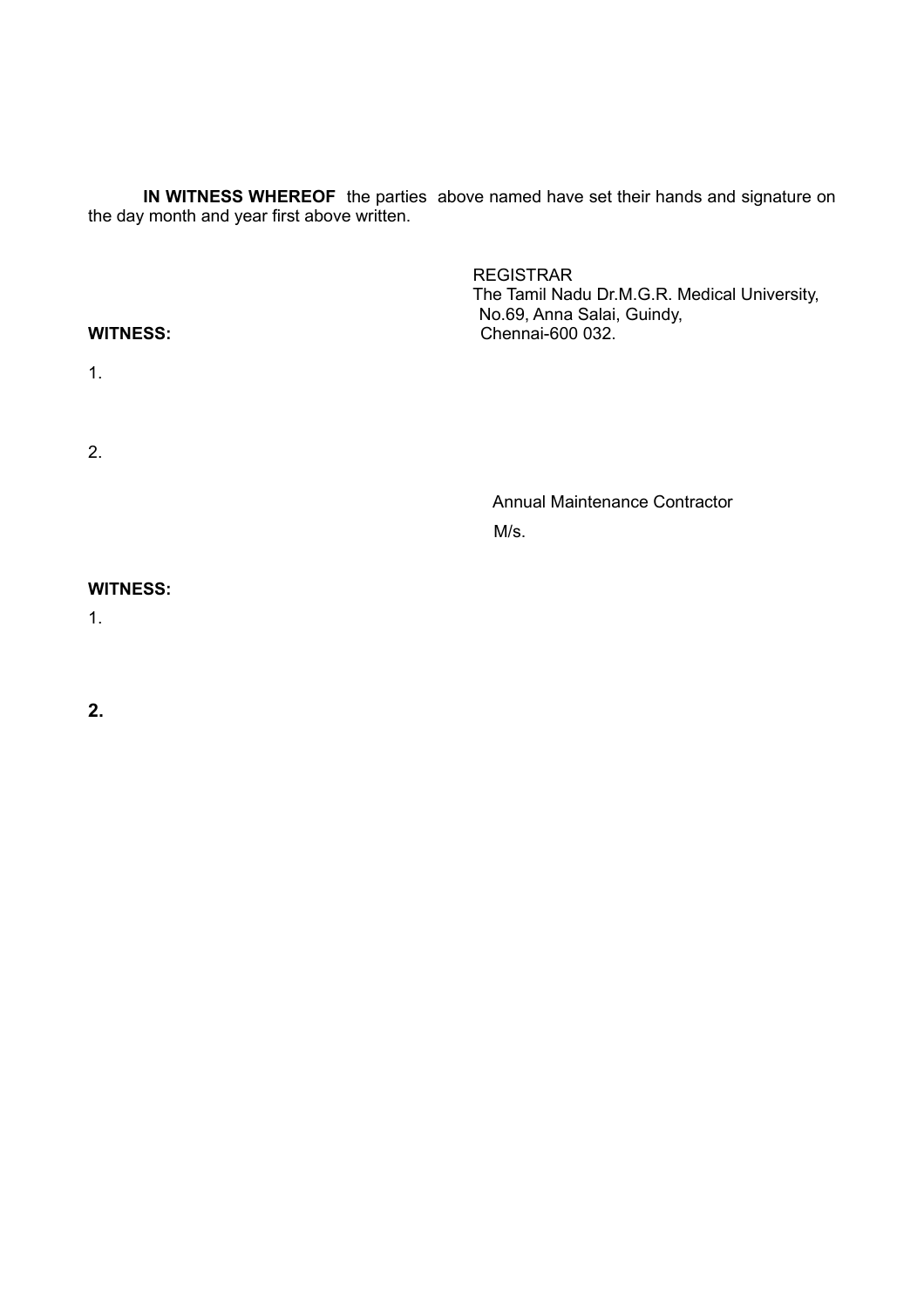**IN WITNESS WHEREOF** the parties above named have set their hands and signature on the day month and year first above written.

REGISTRAR
The Tamil Nadu Dr.M.G.R. Medical University,
No.69, Anna Salai, Guindy,
Chennai-600 032.

**WITNESS:**

1.

2.

Annual Maintenance Contractor

M/s.

**WITNESS:**

1.

**2.**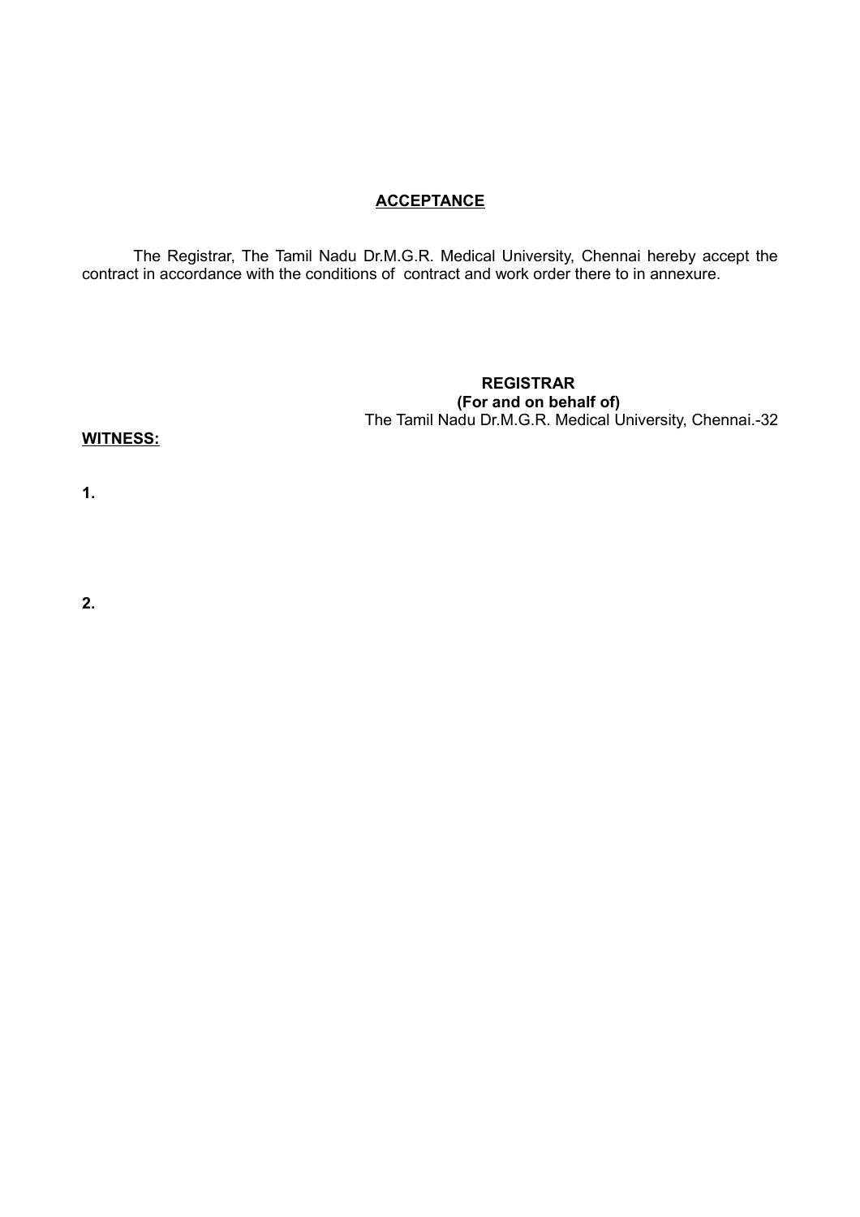**ACCEPTANCE**

The Registrar, The Tamil Nadu Dr.M.G.R. Medical University, Chennai hereby accept the contract in accordance with the conditions of contract and work order there to in annexure.

**REGISTRAR**
**(For and on behalf of)**
The Tamil Nadu Dr.M.G.R. Medical University, Chennai.-32

**WITNESS:**

**1.**

**2.**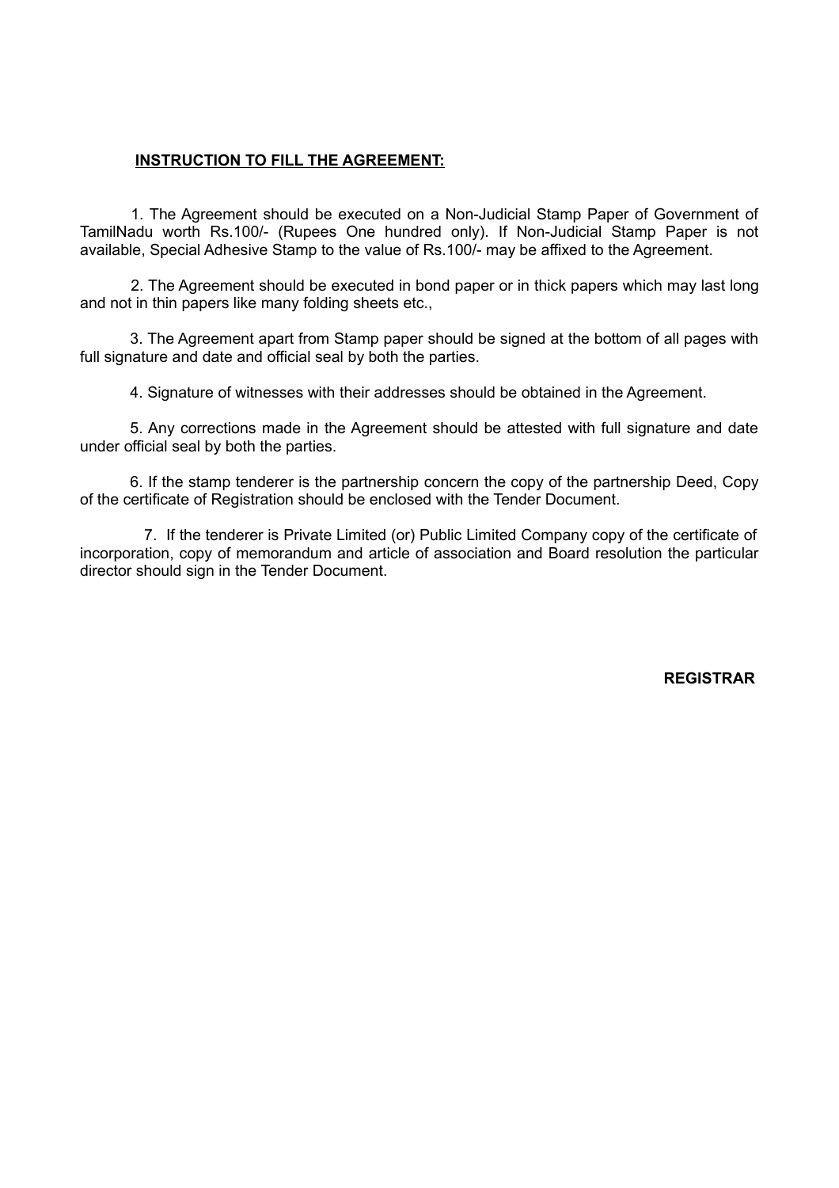**INSTRUCTION TO FILL THE AGREEMENT:**

1. The Agreement should be executed on a Non-Judicial Stamp Paper of Government of TamilNadu worth Rs.100/- (Rupees One hundred only). If Non-Judicial Stamp Paper is not available, Special Adhesive Stamp to the value of Rs.100/- may be affixed to the Agreement.

2. The Agreement should be executed in bond paper or in thick papers which may last long and not in thin papers like many folding sheets etc.,

3. The Agreement apart from Stamp paper should be signed at the bottom of all pages with full signature and date and official seal by both the parties.

4. Signature of witnesses with their addresses should be obtained in the Agreement.

5. Any corrections made in the Agreement should be attested with full signature and date under official seal by both the parties.

6. If the stamp tenderer is the partnership concern the copy of the partnership Deed, Copy of the certificate of Registration should be enclosed with the Tender Document.

7. If the tenderer is Private Limited (or) Public Limited Company copy of the certificate of incorporation, copy of memorandum and article of association and Board resolution the particular director should sign in the Tender Document.

**REGISTRAR**